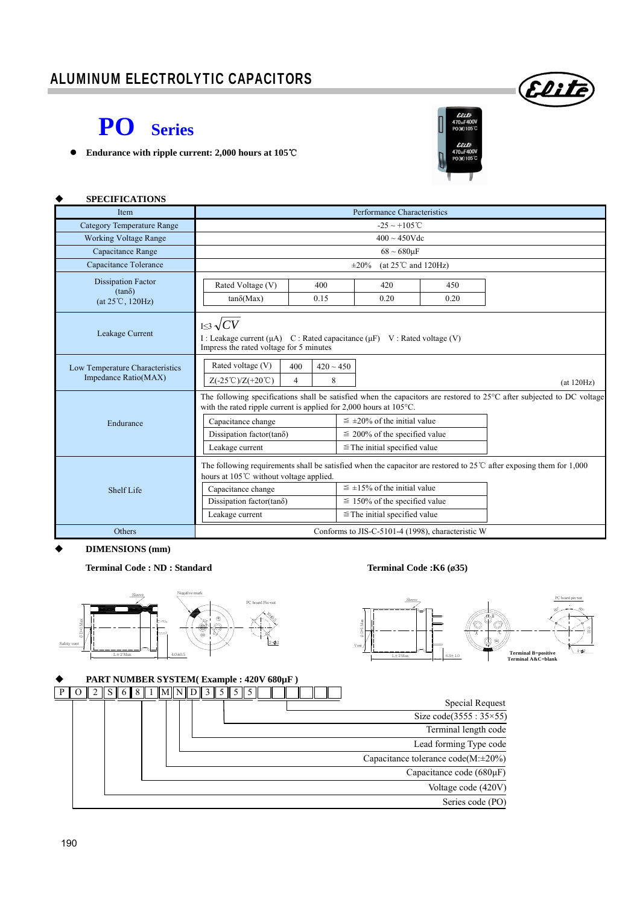# ALUMINUM ELECTROLYTIC CAPACITORS

## PO Series

- **Endurance with ripple current: 2,000 hours at 105℃**

### ◆ SPECIFICATIONS

| Item | Performance Characteristics |
|---|---|
| Category Temperature Range | -25 ~ +105℃ |
| Working Voltage Range | 400 ~ 450Vdc |
| Capacitance Range | 68 ~ 680μF |
| Capacitance Tolerance | ±20% (at 25℃ and 120Hz) |
| Dissipation Factor (tanδ) (at 25℃, 120Hz) | Rated Voltage (V): 400 / 420 / 450; tanδ(Max): 0.15 / 0.20 / 0.20 |
| Leakage Current | $I \leq 3\sqrt{CV}$<br>I : Leakage current (μA) C : Rated capacitance (μF) V : Rated voltage (V)<br>Impress the rated voltage for 5 minutes |
| Low Temperature Characteristics Impedance Ratio(MAX) | Rated voltage (V): 400 / 420 ~ 450; Z(-25℃)/Z(+20℃): 4 / 8 (at 120Hz) |
| Endurance | The following specifications shall be satisfied when the capacitors are restored to 25°C after subjected to DC voltage with the rated ripple current is applied for 2,000 hours at 105°C.<br>Capacitance change: ≦ ±20% of the initial value<br>Dissipation factor(tanδ): ≦ 200% of the specified value<br>Leakage current: ≦The initial specified value |
| Shelf Life | The following requirements shall be satisfied when the capacitor are restored to 25℃ after exposing them for 1,000 hours at 105℃ without voltage applied.<br>Capacitance change: ≦ ±15% of the initial value<br>Dissipation factor(tanδ): ≦ 150% of the specified value<br>Leakage current: ≦The initial specified value |
| Others | Conforms to JIS-C-5101-4 (1998), characteristic W |

### ◆ DIMENSIONS (mm)

**Terminal Code : ND : Standard**

Sleeve, Negative mark, PC board Pin-out, Safety vent, ϕD+1 Max, L±2 Max, 4.0±0.5, 10±0.1, 2-ϕ2

**Terminal Code :K6 (ø35)**

Sleeve, Vent, ϕD+1 Max, L±2 Max, 6.3±1.0, PC board pin-out, 4-ϕ2

Terminal B=positive
Terminal A&C=blank

### ◆ PART NUMBER SYSTEM( Example : 420V 680μF )

| P | O | 2 | S | 6 | 8 | 1 | M | N | D | 3 | 5 | 5 | 5 | | | | | | |
|---|---|---|---|---|---|---|---|---|---|---|---|---|---|---|---|---|---|---|---|

- Series code (PO)
- Voltage code (420V)
- Capacitance code (680μF)
- Capacitance tolerance code(M:±20%)
- Lead forming Type code
- Terminal length code
- Size code(3555 : 35×55)
- Special Request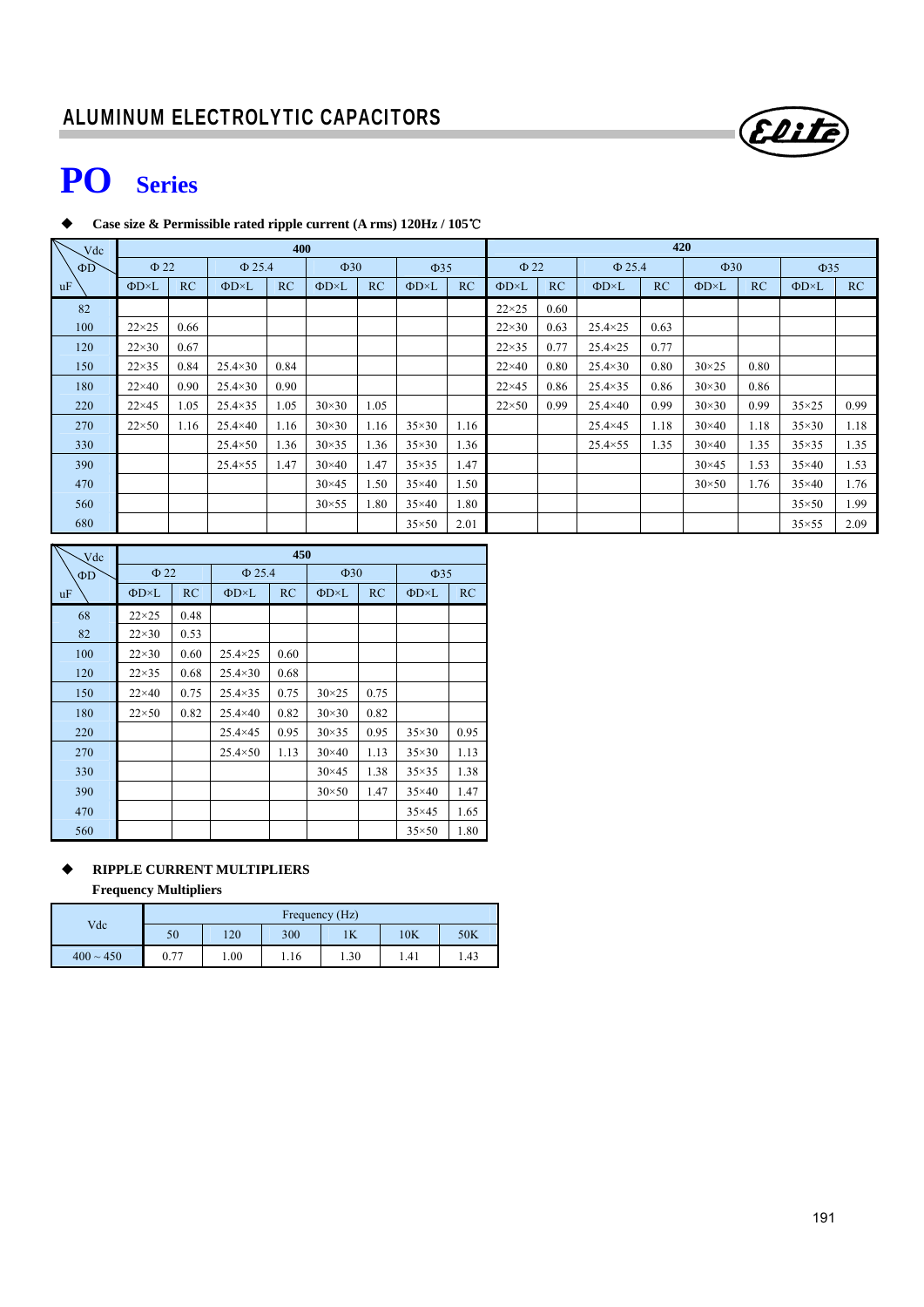## ALUMINUM ELECTROLYTIC CAPACITORS

# PO Series

◆ **Case size & Permissible rated ripple current (A rms) 120Hz / 105℃**

| Vdc | 400 | | | | | | | | 420 | | | | | | | |
|---|---|---|---|---|---|---|---|---|---|---|---|---|---|---|---|---|
| ΦD | Φ 22 | | Φ 25.4 | | Φ30 | | Φ35 | | Φ 22 | | Φ 25.4 | | Φ30 | | Φ35 | |
| uF | ΦD×L | RC | ΦD×L | RC | ΦD×L | RC | ΦD×L | RC | ΦD×L | RC | ΦD×L | RC | ΦD×L | RC | ΦD×L | RC |
| 82 | | | | | | | | | 22×25 | 0.60 | | | | | | |
| 100 | 22×25 | 0.66 | | | | | | | 22×30 | 0.63 | 25.4×25 | 0.63 | | | | |
| 120 | 22×30 | 0.67 | | | | | | | 22×35 | 0.77 | 25.4×25 | 0.77 | | | | |
| 150 | 22×35 | 0.84 | 25.4×30 | 0.84 | | | | | 22×40 | 0.80 | 25.4×30 | 0.80 | 30×25 | 0.80 | | |
| 180 | 22×40 | 0.90 | 25.4×30 | 0.90 | | | | | 22×45 | 0.86 | 25.4×35 | 0.86 | 30×30 | 0.86 | | |
| 220 | 22×45 | 1.05 | 25.4×35 | 1.05 | 30×30 | 1.05 | | | 22×50 | 0.99 | 25.4×40 | 0.99 | 30×30 | 0.99 | 35×25 | 0.99 |
| 270 | 22×50 | 1.16 | 25.4×40 | 1.16 | 30×30 | 1.16 | 35×30 | 1.16 | | | 25.4×45 | 1.18 | 30×40 | 1.18 | 35×30 | 1.18 |
| 330 | | | 25.4×50 | 1.36 | 30×35 | 1.36 | 35×30 | 1.36 | | | 25.4×55 | 1.35 | 30×40 | 1.35 | 35×35 | 1.35 |
| 390 | | | 25.4×55 | 1.47 | 30×40 | 1.47 | 35×35 | 1.47 | | | | | 30×45 | 1.53 | 35×40 | 1.53 |
| 470 | | | | | 30×45 | 1.50 | 35×40 | 1.50 | | | | | 30×50 | 1.76 | 35×40 | 1.76 |
| 560 | | | | | 30×55 | 1.80 | 35×40 | 1.80 | | | | | | | 35×50 | 1.99 |
| 680 | | | | | | | 35×50 | 2.01 | | | | | | | 35×55 | 2.09 |

| Vdc | 450 | | | | | | | |
|---|---|---|---|---|---|---|---|---|
| ΦD | Φ 22 | | Φ 25.4 | | Φ30 | | Φ35 | |
| uF | ΦD×L | RC | ΦD×L | RC | ΦD×L | RC | ΦD×L | RC |
| 68 | 22×25 | 0.48 | | | | | | |
| 82 | 22×30 | 0.53 | | | | | | |
| 100 | 22×30 | 0.60 | 25.4×25 | 0.60 | | | | |
| 120 | 22×35 | 0.68 | 25.4×30 | 0.68 | | | | |
| 150 | 22×40 | 0.75 | 25.4×35 | 0.75 | 30×25 | 0.75 | | |
| 180 | 22×50 | 0.82 | 25.4×40 | 0.82 | 30×30 | 0.82 | | |
| 220 | | | 25.4×45 | 0.95 | 30×35 | 0.95 | 35×30 | 0.95 |
| 270 | | | 25.4×50 | 1.13 | 30×40 | 1.13 | 35×30 | 1.13 |
| 330 | | | | | 30×45 | 1.38 | 35×35 | 1.38 |
| 390 | | | | | 30×50 | 1.47 | 35×40 | 1.47 |
| 470 | | | | | | | 35×45 | 1.65 |
| 560 | | | | | | | 35×50 | 1.80 |

◆ **RIPPLE CURRENT MULTIPLIERS**

**Frequency Multipliers**

| Vdc | Frequency (Hz) | | | | | |
|---|---|---|---|---|---|---|
| | 50 | 120 | 300 | 1K | 10K | 50K |
| 400 ~ 450 | 0.77 | 1.00 | 1.16 | 1.30 | 1.41 | 1.43 |